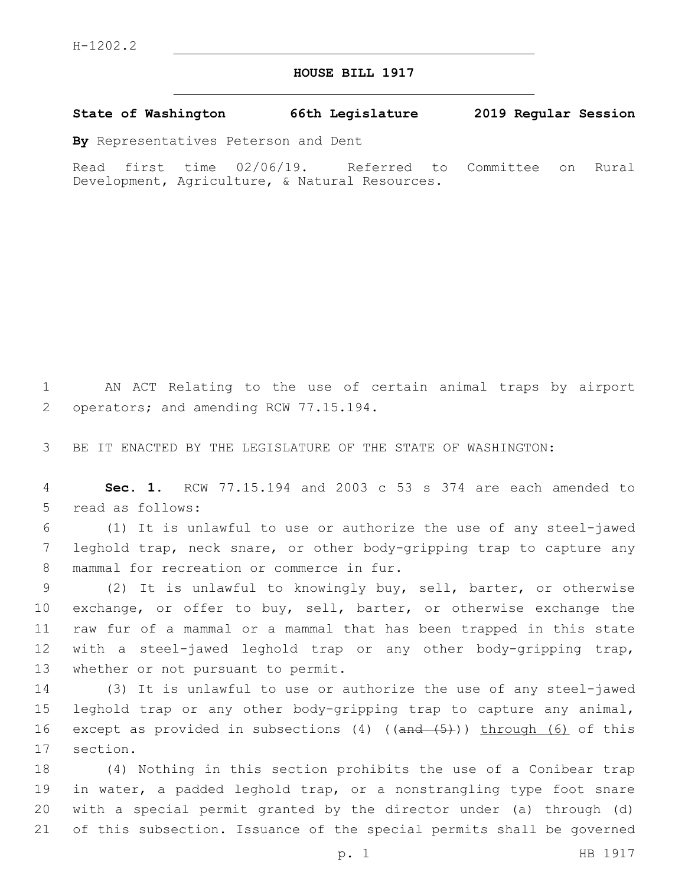H-1202.2

# HOUSE BILL 1917

**State of Washington 66th Legislature 2019 Regular Session**

**By** Representatives Peterson and Dent

Read first time 02/06/19. Referred to Committee on Rural Development, Agriculture, & Natural Resources.

1 AN ACT Relating to the use of certain animal traps by airport 2 operators; and amending RCW 77.15.194.

3 BE IT ENACTED BY THE LEGISLATURE OF THE STATE OF WASHINGTON:

4 **Sec. 1.** RCW 77.15.194 and 2003 c 53 s 374 are each amended to 5 read as follows:

6 (1) It is unlawful to use or authorize the use of any steel-jawed 7 leghold trap, neck snare, or other body-gripping trap to capture any 8 mammal for recreation or commerce in fur.

9 (2) It is unlawful to knowingly buy, sell, barter, or otherwise 10 exchange, or offer to buy, sell, barter, or otherwise exchange the 11 raw fur of a mammal or a mammal that has been trapped in this state 12 with a steel-jawed leghold trap or any other body-gripping trap, 13 whether or not pursuant to permit.

14 (3) It is unlawful to use or authorize the use of any steel-jawed 15 leghold trap or any other body-gripping trap to capture any animal, 16 except as provided in subsections (4) ((~~and (5)~~)) <u>through (6)</u> of this 17 section.

18 (4) Nothing in this section prohibits the use of a Conibear trap 19 in water, a padded leghold trap, or a nonstrangling type foot snare 20 with a special permit granted by the director under (a) through (d) 21 of this subsection. Issuance of the special permits shall be governed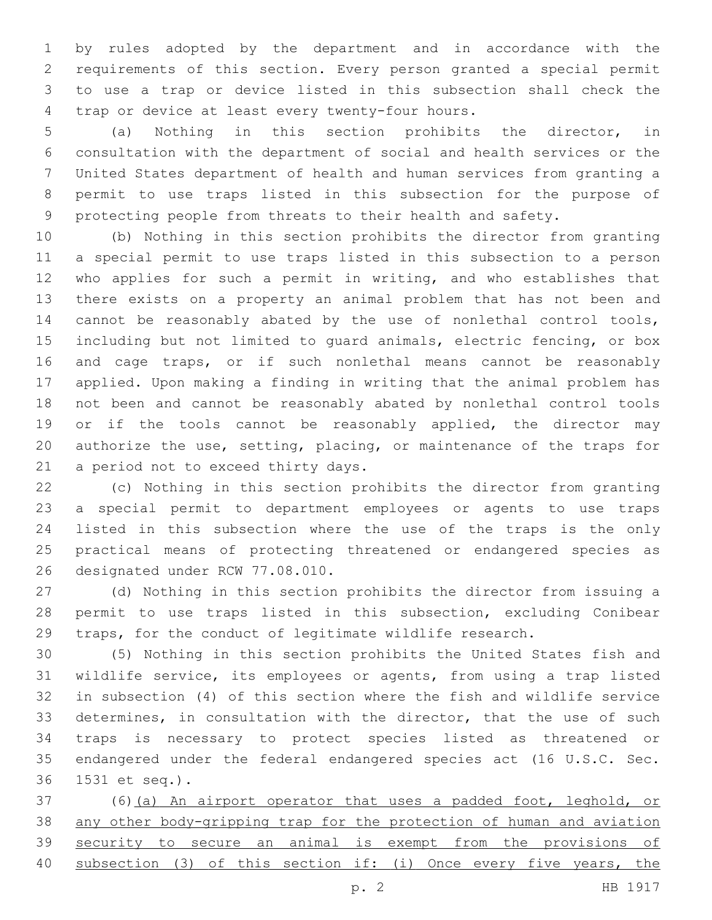by rules adopted by the department and in accordance with the requirements of this section. Every person granted a special permit to use a trap or device listed in this subsection shall check the trap or device at least every twenty-four hours.

(a) Nothing in this section prohibits the director, in consultation with the department of social and health services or the United States department of health and human services from granting a permit to use traps listed in this subsection for the purpose of protecting people from threats to their health and safety.

(b) Nothing in this section prohibits the director from granting a special permit to use traps listed in this subsection to a person who applies for such a permit in writing, and who establishes that there exists on a property an animal problem that has not been and cannot be reasonably abated by the use of nonlethal control tools, including but not limited to guard animals, electric fencing, or box and cage traps, or if such nonlethal means cannot be reasonably applied. Upon making a finding in writing that the animal problem has not been and cannot be reasonably abated by nonlethal control tools or if the tools cannot be reasonably applied, the director may authorize the use, setting, placing, or maintenance of the traps for a period not to exceed thirty days.

(c) Nothing in this section prohibits the director from granting a special permit to department employees or agents to use traps listed in this subsection where the use of the traps is the only practical means of protecting threatened or endangered species as designated under RCW 77.08.010.

(d) Nothing in this section prohibits the director from issuing a permit to use traps listed in this subsection, excluding Conibear traps, for the conduct of legitimate wildlife research.

(5) Nothing in this section prohibits the United States fish and wildlife service, its employees or agents, from using a trap listed in subsection (4) of this section where the fish and wildlife service determines, in consultation with the director, that the use of such traps is necessary to protect species listed as threatened or endangered under the federal endangered species act (16 U.S.C. Sec. 1531 et seq.).

(6)<u>(a) An airport operator that uses a padded foot, leghold, or any other body-gripping trap for the protection of human and aviation security to secure an animal is exempt from the provisions of subsection (3) of this section if: (i) Once every five years, the</u>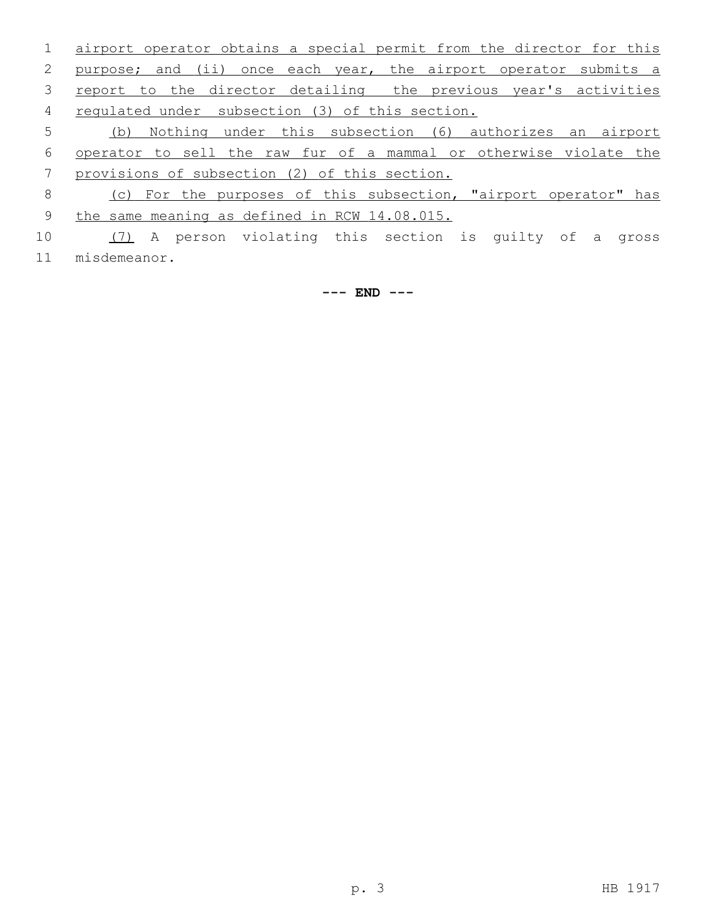airport operator obtains a special permit from the director for this purpose; and (ii) once each year, the airport operator submits a report to the director detailing the previous year's activities regulated under subsection (3) of this section.

(b) Nothing under this subsection (6) authorizes an airport operator to sell the raw fur of a mammal or otherwise violate the provisions of subsection (2) of this section.

(c) For the purposes of this subsection, "airport operator" has the same meaning as defined in RCW 14.08.015.

(7) A person violating this section is guilty of a gross misdemeanor.

**--- END ---**